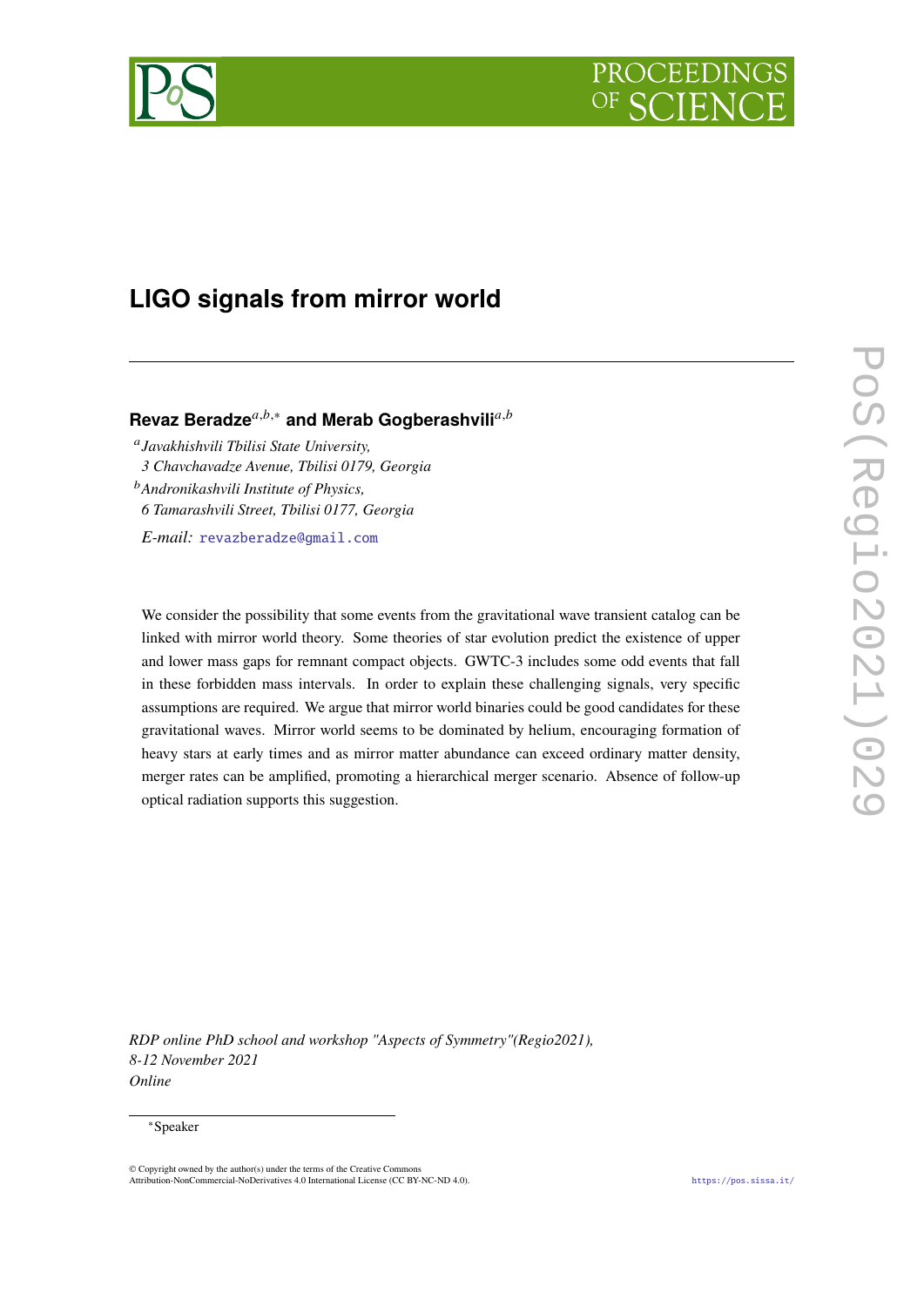# LIGO signals from mirror world

**Revaz Beradze**[a,b,*] **and Merab Gogberashvili**[a,b]

[a] *Javakhishvili Tbilisi State University,*
*3 Chavchavadze Avenue, Tbilisi 0179, Georgia*

[b] *Andronikashvili Institute of Physics,*
*6 Tamarashvili Street, Tbilisi 0177, Georgia*

*E-mail:* revazberadze@gmail.com

We consider the possibility that some events from the gravitational wave transient catalog can be linked with mirror world theory. Some theories of star evolution predict the existence of upper and lower mass gaps for remnant compact objects. GWTC-3 includes some odd events that fall in these forbidden mass intervals. In order to explain these challenging signals, very specific assumptions are required. We argue that mirror world binaries could be good candidates for these gravitational waves. Mirror world seems to be dominated by helium, encouraging formation of heavy stars at early times and as mirror matter abundance can exceed ordinary matter density, merger rates can be amplified, promoting a hierarchical merger scenario. Absence of follow-up optical radiation supports this suggestion.

*RDP online PhD school and workshop "Aspects of Symmetry"(Regio2021),*
*8-12 November 2021*
*Online*

[*] Speaker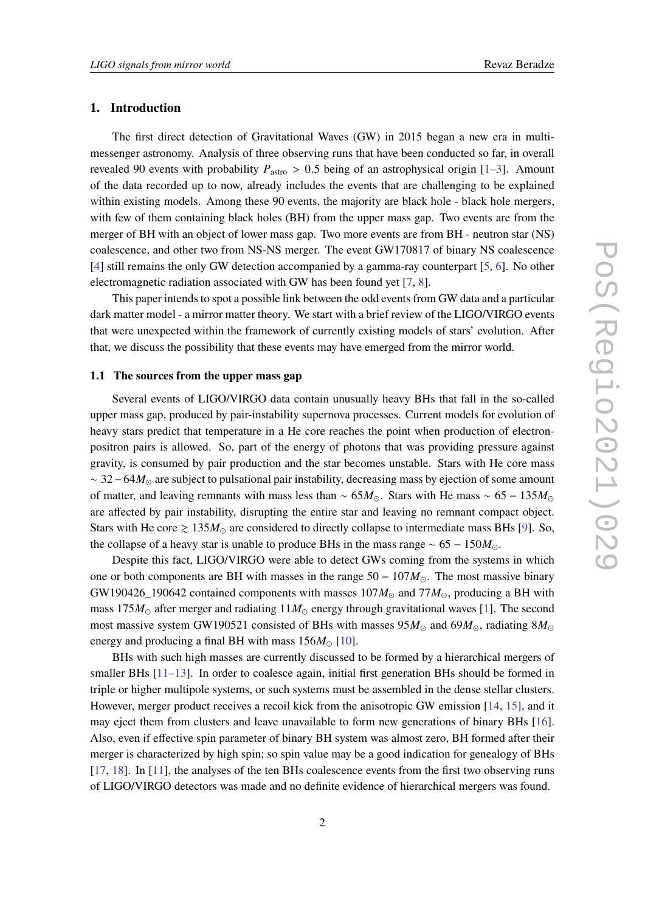## 1. Introduction

The first direct detection of Gravitational Waves (GW) in 2015 began a new era in multi-messenger astronomy. Analysis of three observing runs that have been conducted so far, in overall revealed 90 events with probability $P_{\rm astro} > 0.5$ being of an astrophysical origin [1–3]. Amount of the data recorded up to now, already includes the events that are challenging to be explained within existing models. Among these 90 events, the majority are black hole - black hole mergers, with few of them containing black holes (BH) from the upper mass gap. Two events are from the merger of BH with an object of lower mass gap. Two more events are from BH - neutron star (NS) coalescence, and other two from NS-NS merger. The event GW170817 of binary NS coalescence [4] still remains the only GW detection accompanied by a gamma-ray counterpart [5, 6]. No other electromagnetic radiation associated with GW has been found yet [7, 8].

This paper intends to spot a possible link between the odd events from GW data and a particular dark matter model - a mirror matter theory. We start with a brief review of the LIGO/VIRGO events that were unexpected within the framework of currently existing models of stars' evolution. After that, we discuss the possibility that these events may have emerged from the mirror world.

### 1.1 The sources from the upper mass gap

Several events of LIGO/VIRGO data contain unusually heavy BHs that fall in the so-called upper mass gap, produced by pair-instability supernova processes. Current models for evolution of heavy stars predict that temperature in a He core reaches the point when production of electron-positron pairs is allowed. So, part of the energy of photons that was providing pressure against gravity, is consumed by pair production and the star becomes unstable. Stars with He core mass $\sim 32 - 64 M_\odot$ are subject to pulsational pair instability, decreasing mass by ejection of some amount of matter, and leaving remnants with mass less than $\sim 65 M_\odot$. Stars with He mass $\sim 65 - 135 M_\odot$ are affected by pair instability, disrupting the entire star and leaving no remnant compact object. Stars with He core $\gtrsim 135 M_\odot$ are considered to directly collapse to intermediate mass BHs [9]. So, the collapse of a heavy star is unable to produce BHs in the mass range $\sim 65 - 150 M_\odot$.

Despite this fact, LIGO/VIRGO were able to detect GWs coming from the systems in which one or both components are BH with masses in the range $50 - 107 M_\odot$. The most massive binary GW190426_190642 contained components with masses $107 M_\odot$ and $77 M_\odot$, producing a BH with mass $175 M_\odot$ after merger and radiating $11 M_\odot$ energy through gravitational waves [1]. The second most massive system GW190521 consisted of BHs with masses $95 M_\odot$ and $69 M_\odot$, radiating $8 M_\odot$ energy and producing a final BH with mass $156 M_\odot$ [10].

BHs with such high masses are currently discussed to be formed by a hierarchical mergers of smaller BHs [11–13]. In order to coalesce again, initial first generation BHs should be formed in triple or higher multipole systems, or such systems must be assembled in the dense stellar clusters. However, merger product receives a recoil kick from the anisotropic GW emission [14, 15], and it may eject them from clusters and leave unavailable to form new generations of binary BHs [16]. Also, even if effective spin parameter of binary BH system was almost zero, BH formed after their merger is characterized by high spin; so spin value may be a good indication for genealogy of BHs [17, 18]. In [11], the analyses of the ten BHs coalescence events from the first two observing runs of LIGO/VIRGO detectors was made and no definite evidence of hierarchical mergers was found.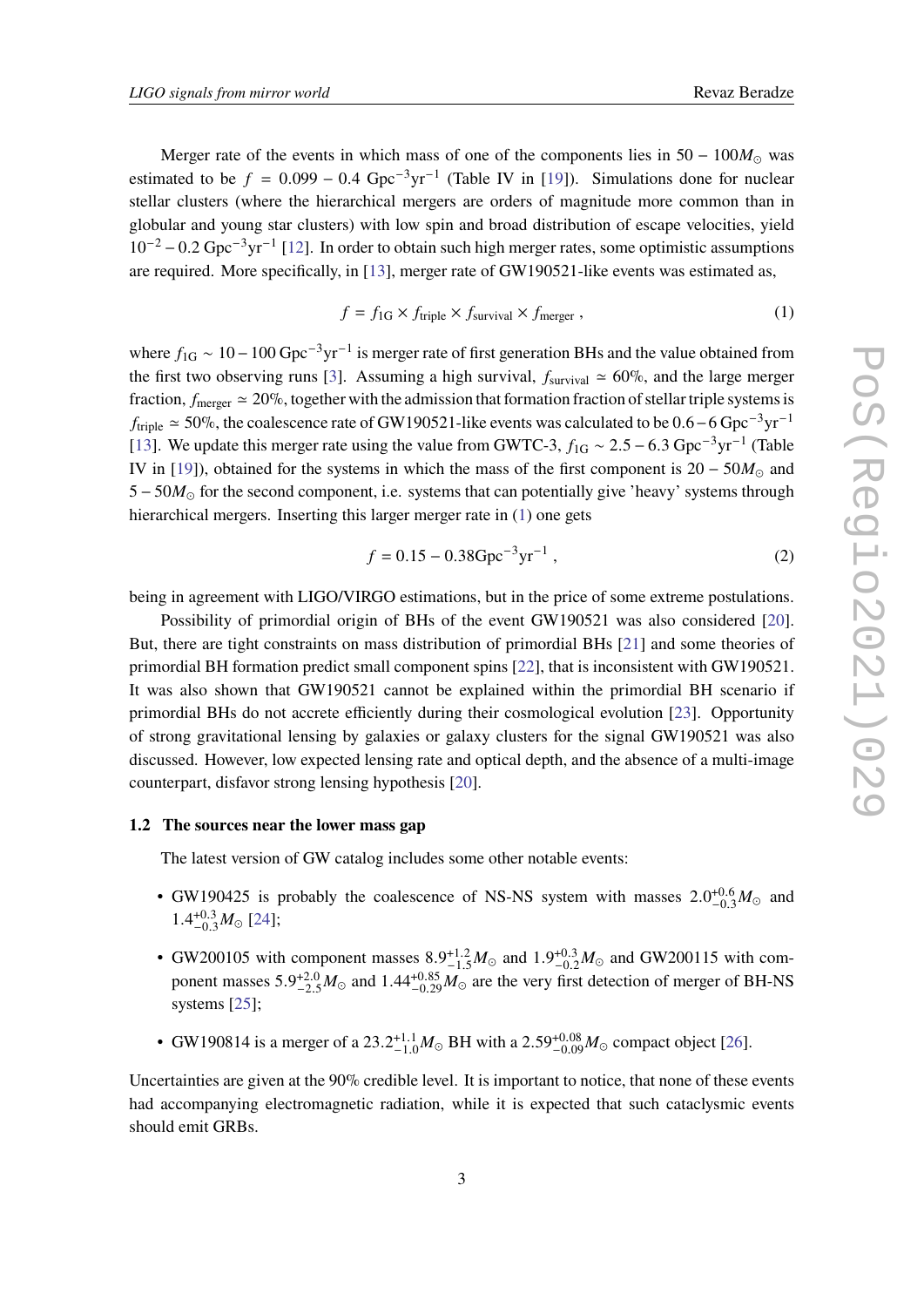Merger rate of the events in which mass of one of the components lies in $50 - 100 M_\odot$ was estimated to be $f = 0.099 - 0.4 \text{ Gpc}^{-3}\text{yr}^{-1}$ (Table IV in [19]). Simulations done for nuclear stellar clusters (where the hierarchical mergers are orders of magnitude more common than in globular and young star clusters) with low spin and broad distribution of escape velocities, yield $10^{-2} - 0.2 \text{ Gpc}^{-3}\text{yr}^{-1}$ [12]. In order to obtain such high merger rates, some optimistic assumptions are required. More specifically, in [13], merger rate of GW190521-like events was estimated as,

$$f = f_{1G} \times f_{\text{triple}} \times f_{\text{survival}} \times f_{\text{merger}} \, , \tag{1}$$

where $f_{1G} \sim 10 - 100 \text{ Gpc}^{-3}\text{yr}^{-1}$ is merger rate of first generation BHs and the value obtained from the first two observing runs [3]. Assuming a high survival, $f_{\text{survival}} \simeq 60\%$, and the large merger fraction, $f_{\text{merger}} \simeq 20\%$, together with the admission that formation fraction of stellar triple systems is $f_{\text{triple}} \simeq 50\%$, the coalescence rate of GW190521-like events was calculated to be $0.6 - 6 \text{ Gpc}^{-3}\text{yr}^{-1}$ [13]. We update this merger rate using the value from GWTC-3, $f_{1G} \sim 2.5 - 6.3 \text{ Gpc}^{-3}\text{yr}^{-1}$ (Table IV in [19]), obtained for the systems in which the mass of the first component is $20 - 50 M_\odot$ and $5 - 50 M_\odot$ for the second component, i.e. systems that can potentially give 'heavy' systems through hierarchical mergers. Inserting this larger merger rate in (1) one gets

$$f = 0.15 - 0.38 \text{Gpc}^{-3}\text{yr}^{-1} \, , \tag{2}$$

being in agreement with LIGO/VIRGO estimations, but in the price of some extreme postulations.

Possibility of primordial origin of BHs of the event GW190521 was also considered [20]. But, there are tight constraints on mass distribution of primordial BHs [21] and some theories of primordial BH formation predict small component spins [22], that is inconsistent with GW190521. It was also shown that GW190521 cannot be explained within the primordial BH scenario if primordial BHs do not accrete efficiently during their cosmological evolution [23]. Opportunity of strong gravitational lensing by galaxies or galaxy clusters for the signal GW190521 was also discussed. However, low expected lensing rate and optical depth, and the absence of a multi-image counterpart, disfavor strong lensing hypothesis [20].

### 1.2 The sources near the lower mass gap

The latest version of GW catalog includes some other notable events:

- GW190425 is probably the coalescence of NS-NS system with masses $2.0^{+0.6}_{-0.3} M_\odot$ and $1.4^{+0.3}_{-0.3} M_\odot$ [24];
- GW200105 with component masses $8.9^{+1.2}_{-1.5} M_\odot$ and $1.9^{+0.3}_{-0.2} M_\odot$ and GW200115 with component masses $5.9^{+2.0}_{-2.5} M_\odot$ and $1.44^{+0.85}_{-0.29} M_\odot$ are the very first detection of merger of BH-NS systems [25];
- GW190814 is a merger of a $23.2^{+1.1}_{-1.0} M_\odot$ BH with a $2.59^{+0.08}_{-0.09} M_\odot$ compact object [26].

Uncertainties are given at the 90% credible level. It is important to notice, that none of these events had accompanying electromagnetic radiation, while it is expected that such cataclysmic events should emit GRBs.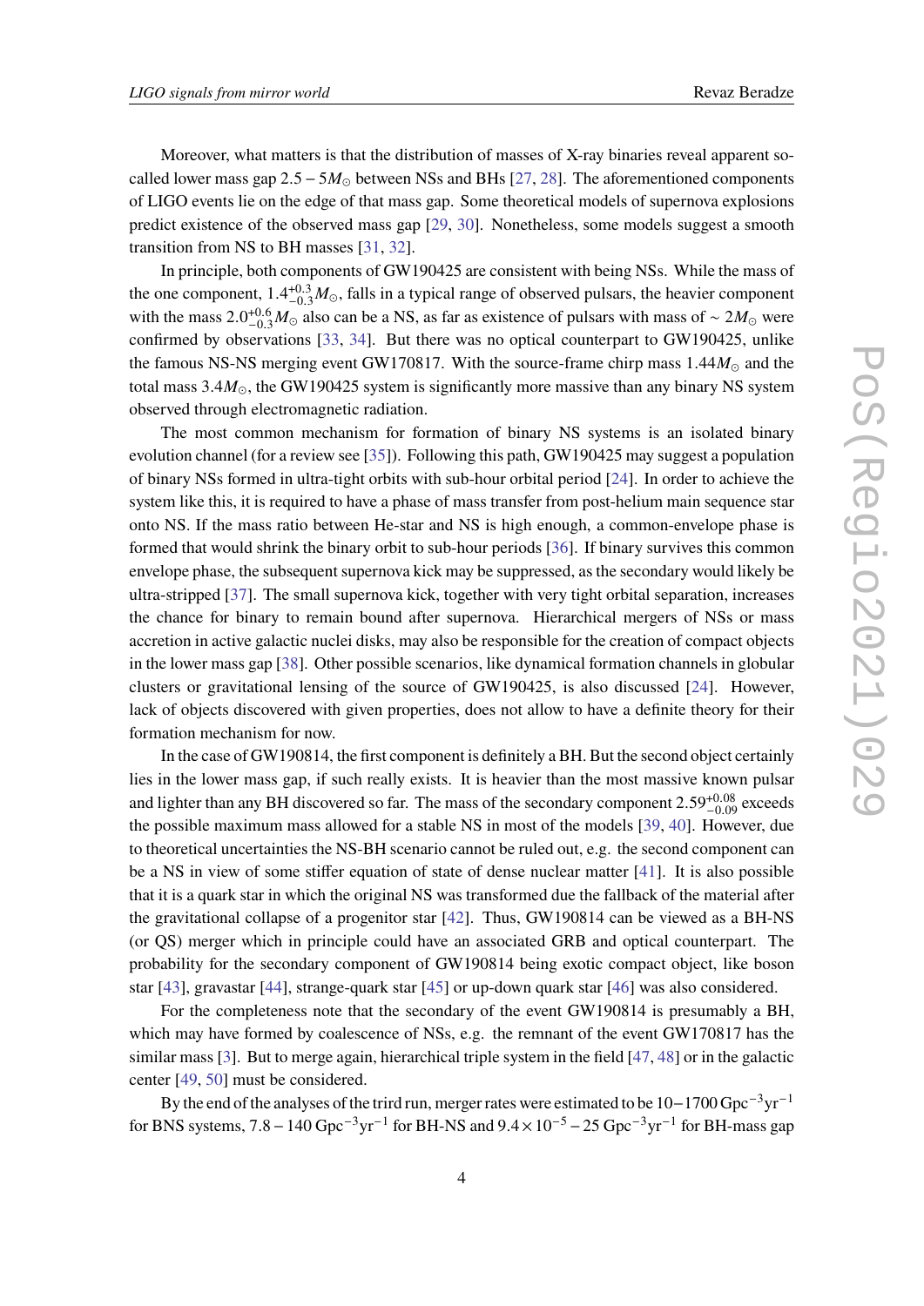Moreover, what matters is that the distribution of masses of X-ray binaries reveal apparent so-called lower mass gap $2.5 - 5M_{\odot}$ between NSs and BHs [27, 28]. The aforementioned components of LIGO events lie on the edge of that mass gap. Some theoretical models of supernova explosions predict existence of the observed mass gap [29, 30]. Nonetheless, some models suggest a smooth transition from NS to BH masses [31, 32].

In principle, both components of GW190425 are consistent with being NSs. While the mass of the one component, $1.4^{+0.3}_{-0.3}M_{\odot}$, falls in a typical range of observed pulsars, the heavier component with the mass $2.0^{+0.6}_{-0.3}M_{\odot}$ also can be a NS, as far as existence of pulsars with mass of $\sim 2M_{\odot}$ were confirmed by observations [33, 34]. But there was no optical counterpart to GW190425, unlike the famous NS-NS merging event GW170817. With the source-frame chirp mass $1.44M_{\odot}$ and the total mass $3.4M_{\odot}$, the GW190425 system is significantly more massive than any binary NS system observed through electromagnetic radiation.

The most common mechanism for formation of binary NS systems is an isolated binary evolution channel (for a review see [35]). Following this path, GW190425 may suggest a population of binary NSs formed in ultra-tight orbits with sub-hour orbital period [24]. In order to achieve the system like this, it is required to have a phase of mass transfer from post-helium main sequence star onto NS. If the mass ratio between He-star and NS is high enough, a common-envelope phase is formed that would shrink the binary orbit to sub-hour periods [36]. If binary survives this common envelope phase, the subsequent supernova kick may be suppressed, as the secondary would likely be ultra-stripped [37]. The small supernova kick, together with very tight orbital separation, increases the chance for binary to remain bound after supernova. Hierarchical mergers of NSs or mass accretion in active galactic nuclei disks, may also be responsible for the creation of compact objects in the lower mass gap [38]. Other possible scenarios, like dynamical formation channels in globular clusters or gravitational lensing of the source of GW190425, is also discussed [24]. However, lack of objects discovered with given properties, does not allow to have a definite theory for their formation mechanism for now.

In the case of GW190814, the first component is definitely a BH. But the second object certainly lies in the lower mass gap, if such really exists. It is heavier than the most massive known pulsar and lighter than any BH discovered so far. The mass of the secondary component $2.59^{+0.08}_{-0.09}$ exceeds the possible maximum mass allowed for a stable NS in most of the models [39, 40]. However, due to theoretical uncertainties the NS-BH scenario cannot be ruled out, e.g. the second component can be a NS in view of some stiffer equation of state of dense nuclear matter [41]. It is also possible that it is a quark star in which the original NS was transformed due the fallback of the material after the gravitational collapse of a progenitor star [42]. Thus, GW190814 can be viewed as a BH-NS (or QS) merger which in principle could have an associated GRB and optical counterpart. The probability for the secondary component of GW190814 being exotic compact object, like boson star [43], gravastar [44], strange-quark star [45] or up-down quark star [46] was also considered.

For the completeness note that the secondary of the event GW190814 is presumably a BH, which may have formed by coalescence of NSs, e.g. the remnant of the event GW170817 has the similar mass [3]. But to merge again, hierarchical triple system in the field [47, 48] or in the galactic center [49, 50] must be considered.

By the end of the analyses of the trird run, merger rates were estimated to be $10-1700\,\mathrm{Gpc}^{-3}\mathrm{yr}^{-1}$ for BNS systems, $7.8-140\,\mathrm{Gpc}^{-3}\mathrm{yr}^{-1}$ for BH-NS and $9.4\times10^{-5}-25\,\mathrm{Gpc}^{-3}\mathrm{yr}^{-1}$ for BH-mass gap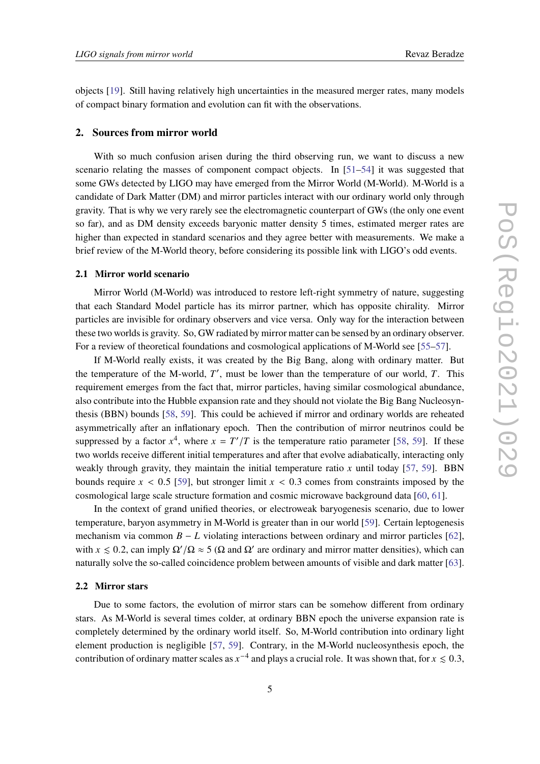objects [19]. Still having relatively high uncertainties in the measured merger rates, many models of compact binary formation and evolution can fit with the observations.

## 2. Sources from mirror world

With so much confusion arisen during the third observing run, we want to discuss a new scenario relating the masses of component compact objects. In [51–54] it was suggested that some GWs detected by LIGO may have emerged from the Mirror World (M-World). M-World is a candidate of Dark Matter (DM) and mirror particles interact with our ordinary world only through gravity. That is why we very rarely see the electromagnetic counterpart of GWs (the only one event so far), and as DM density exceeds baryonic matter density 5 times, estimated merger rates are higher than expected in standard scenarios and they agree better with measurements. We make a brief review of the M-World theory, before considering its possible link with LIGO's odd events.

### 2.1 Mirror world scenario

Mirror World (M-World) was introduced to restore left-right symmetry of nature, suggesting that each Standard Model particle has its mirror partner, which has opposite chirality. Mirror particles are invisible for ordinary observers and vice versa. Only way for the interaction between these two worlds is gravity. So, GW radiated by mirror matter can be sensed by an ordinary observer. For a review of theoretical foundations and cosmological applications of M-World see [55–57].

If M-World really exists, it was created by the Big Bang, along with ordinary matter. But the temperature of the M-world, $T'$, must be lower than the temperature of our world, $T$. This requirement emerges from the fact that, mirror particles, having similar cosmological abundance, also contribute into the Hubble expansion rate and they should not violate the Big Bang Nucleosynthesis (BBN) bounds [58, 59]. This could be achieved if mirror and ordinary worlds are reheated asymmetrically after an inflationary epoch. Then the contribution of mirror neutrinos could be suppressed by a factor $x^4$, where $x = T'/T$ is the temperature ratio parameter [58, 59]. If these two worlds receive different initial temperatures and after that evolve adiabatically, interacting only weakly through gravity, they maintain the initial temperature ratio $x$ until today [57, 59]. BBN bounds require $x < 0.5$ [59], but stronger limit $x < 0.3$ comes from constraints imposed by the cosmological large scale structure formation and cosmic microwave background data [60, 61].

In the context of grand unified theories, or electroweak baryogenesis scenario, due to lower temperature, baryon asymmetry in M-World is greater than in our world [59]. Certain leptogenesis mechanism via common $B - L$ violating interactions between ordinary and mirror particles [62], with $x \lesssim 0.2$, can imply $\Omega'/\Omega \approx 5$ ($\Omega$ and $\Omega'$ are ordinary and mirror matter densities), which can naturally solve the so-called coincidence problem between amounts of visible and dark matter [63].

### 2.2 Mirror stars

Due to some factors, the evolution of mirror stars can be somehow different from ordinary stars. As M-World is several times colder, at ordinary BBN epoch the universe expansion rate is completely determined by the ordinary world itself. So, M-World contribution into ordinary light element production is negligible [57, 59]. Contrary, in the M-World nucleosynthesis epoch, the contribution of ordinary matter scales as $x^{-4}$ and plays a crucial role. It was shown that, for $x \lesssim 0.3$,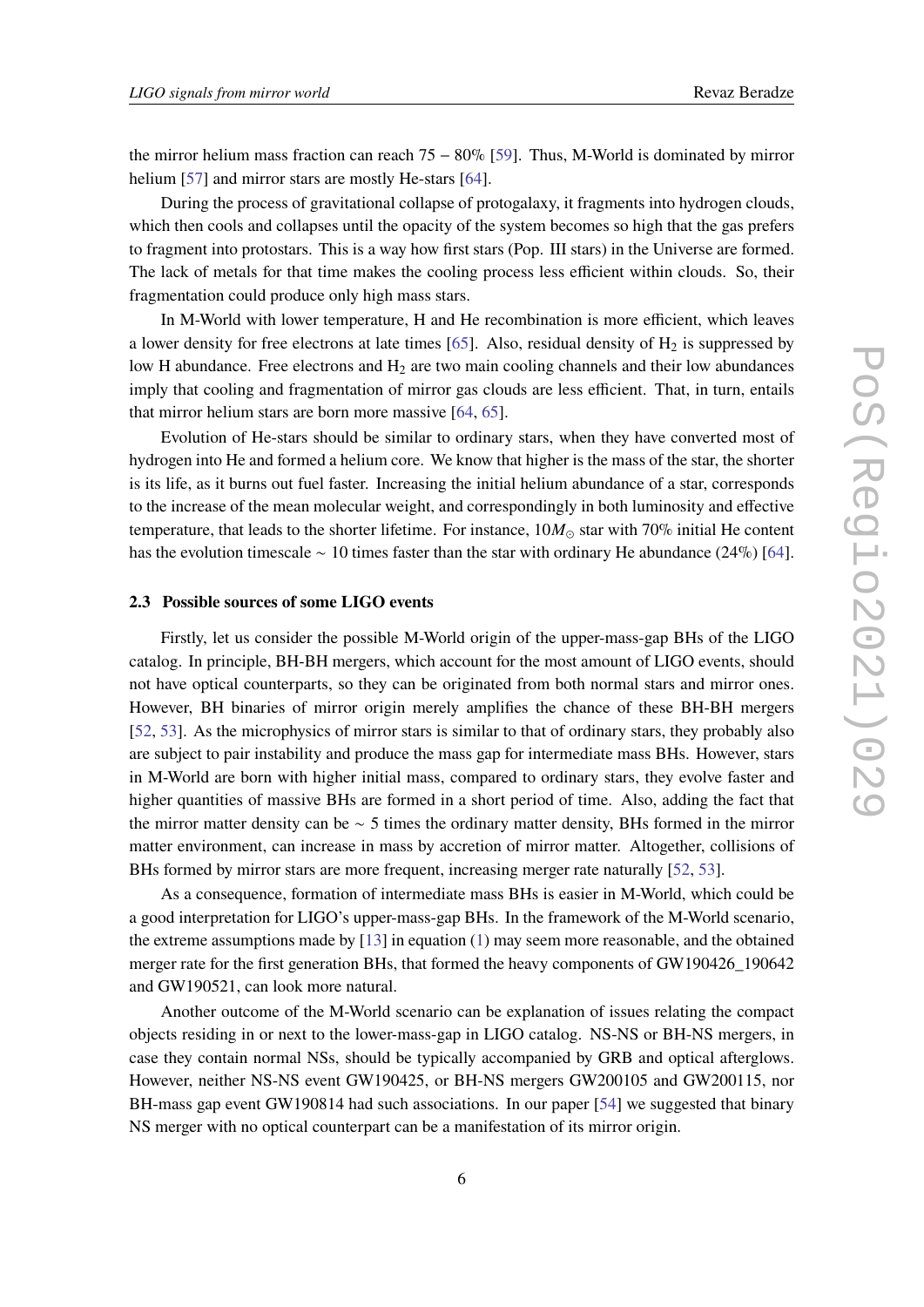the mirror helium mass fraction can reach 75 – 80% [59]. Thus, M-World is dominated by mirror helium [57] and mirror stars are mostly He-stars [64].

During the process of gravitational collapse of protogalaxy, it fragments into hydrogen clouds, which then cools and collapses until the opacity of the system becomes so high that the gas prefers to fragment into protostars. This is a way how first stars (Pop. III stars) in the Universe are formed. The lack of metals for that time makes the cooling process less efficient within clouds. So, their fragmentation could produce only high mass stars.

In M-World with lower temperature, H and He recombination is more efficient, which leaves a lower density for free electrons at late times [65]. Also, residual density of $H_2$ is suppressed by low H abundance. Free electrons and $H_2$ are two main cooling channels and their low abundances imply that cooling and fragmentation of mirror gas clouds are less efficient. That, in turn, entails that mirror helium stars are born more massive [64, 65].

Evolution of He-stars should be similar to ordinary stars, when they have converted most of hydrogen into He and formed a helium core. We know that higher is the mass of the star, the shorter is its life, as it burns out fuel faster. Increasing the initial helium abundance of a star, corresponds to the increase of the mean molecular weight, and correspondingly in both luminosity and effective temperature, that leads to the shorter lifetime. For instance, $10M_\odot$ star with 70% initial He content has the evolution timescale $\sim$ 10 times faster than the star with ordinary He abundance (24%) [64].

### 2.3 Possible sources of some LIGO events

Firstly, let us consider the possible M-World origin of the upper-mass-gap BHs of the LIGO catalog. In principle, BH-BH mergers, which account for the most amount of LIGO events, should not have optical counterparts, so they can be originated from both normal stars and mirror ones. However, BH binaries of mirror origin merely amplifies the chance of these BH-BH mergers [52, 53]. As the microphysics of mirror stars is similar to that of ordinary stars, they probably also are subject to pair instability and produce the mass gap for intermediate mass BHs. However, stars in M-World are born with higher initial mass, compared to ordinary stars, they evolve faster and higher quantities of massive BHs are formed in a short period of time. Also, adding the fact that the mirror matter density can be $\sim$ 5 times the ordinary matter density, BHs formed in the mirror matter environment, can increase in mass by accretion of mirror matter. Altogether, collisions of BHs formed by mirror stars are more frequent, increasing merger rate naturally [52, 53].

As a consequence, formation of intermediate mass BHs is easier in M-World, which could be a good interpretation for LIGO's upper-mass-gap BHs. In the framework of the M-World scenario, the extreme assumptions made by [13] in equation (1) may seem more reasonable, and the obtained merger rate for the first generation BHs, that formed the heavy components of GW190426_190642 and GW190521, can look more natural.

Another outcome of the M-World scenario can be explanation of issues relating the compact objects residing in or next to the lower-mass-gap in LIGO catalog. NS-NS or BH-NS mergers, in case they contain normal NSs, should be typically accompanied by GRB and optical afterglows. However, neither NS-NS event GW190425, or BH-NS mergers GW200105 and GW200115, nor BH-mass gap event GW190814 had such associations. In our paper [54] we suggested that binary NS merger with no optical counterpart can be a manifestation of its mirror origin.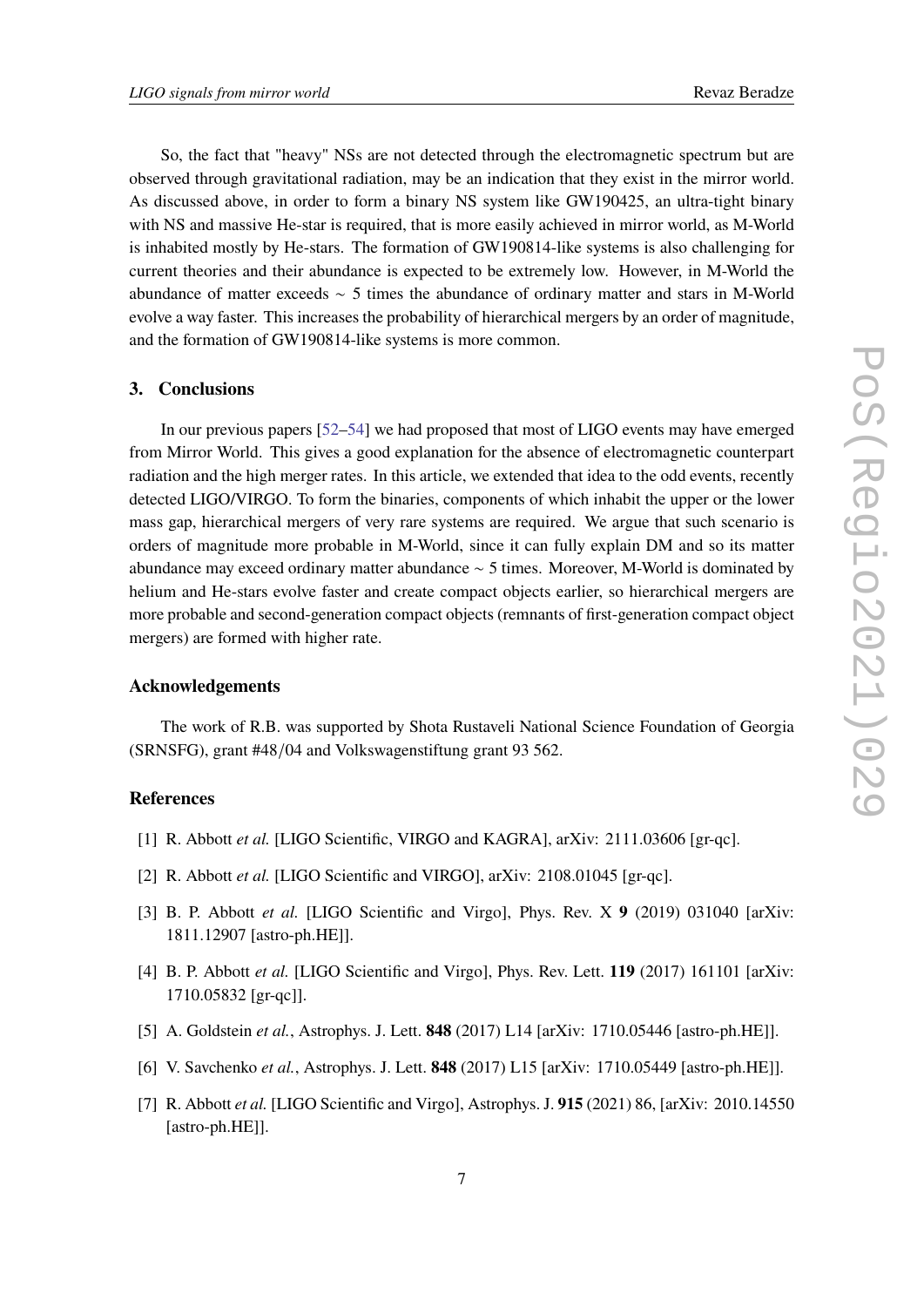So, the fact that "heavy" NSs are not detected through the electromagnetic spectrum but are observed through gravitational radiation, may be an indication that they exist in the mirror world. As discussed above, in order to form a binary NS system like GW190425, an ultra-tight binary with NS and massive He-star is required, that is more easily achieved in mirror world, as M-World is inhabited mostly by He-stars. The formation of GW190814-like systems is also challenging for current theories and their abundance is expected to be extremely low. However, in M-World the abundance of matter exceeds $\sim 5$ times the abundance of ordinary matter and stars in M-World evolve a way faster. This increases the probability of hierarchical mergers by an order of magnitude, and the formation of GW190814-like systems is more common.

## 3. Conclusions

In our previous papers [52–54] we had proposed that most of LIGO events may have emerged from Mirror World. This gives a good explanation for the absence of electromagnetic counterpart radiation and the high merger rates. In this article, we extended that idea to the odd events, recently detected LIGO/VIRGO. To form the binaries, components of which inhabit the upper or the lower mass gap, hierarchical mergers of very rare systems are required. We argue that such scenario is orders of magnitude more probable in M-World, since it can fully explain DM and so its matter abundance may exceed ordinary matter abundance $\sim 5$ times. Moreover, M-World is dominated by helium and He-stars evolve faster and create compact objects earlier, so hierarchical mergers are more probable and second-generation compact objects (remnants of first-generation compact object mergers) are formed with higher rate.

## Acknowledgements

The work of R.B. was supported by Shota Rustaveli National Science Foundation of Georgia (SRNSFG), grant #48/04 and Volkswagenstiftung grant 93 562.

## References

[1] R. Abbott *et al.* [LIGO Scientific, VIRGO and KAGRA], arXiv: 2111.03606 [gr-qc].

[2] R. Abbott *et al.* [LIGO Scientific and VIRGO], arXiv: 2108.01045 [gr-qc].

[3] B. P. Abbott *et al.* [LIGO Scientific and Virgo], Phys. Rev. X **9** (2019) 031040 [arXiv: 1811.12907 [astro-ph.HE]].

[4] B. P. Abbott *et al.* [LIGO Scientific and Virgo], Phys. Rev. Lett. **119** (2017) 161101 [arXiv: 1710.05832 [gr-qc]].

[5] A. Goldstein *et al.*, Astrophys. J. Lett. **848** (2017) L14 [arXiv: 1710.05446 [astro-ph.HE]].

[6] V. Savchenko *et al.*, Astrophys. J. Lett. **848** (2017) L15 [arXiv: 1710.05449 [astro-ph.HE]].

[7] R. Abbott *et al.* [LIGO Scientific and Virgo], Astrophys. J. **915** (2021) 86, [arXiv: 2010.14550 [astro-ph.HE]].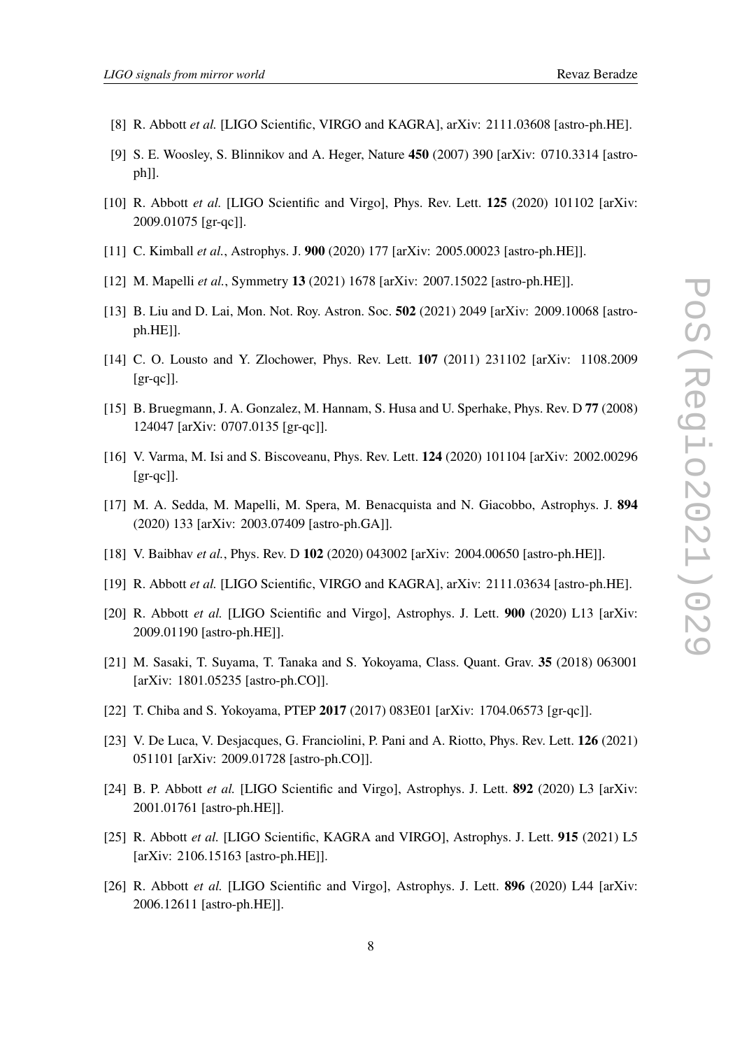[8] R. Abbott *et al.* [LIGO Scientific, VIRGO and KAGRA], arXiv: 2111.03608 [astro-ph.HE].

[9] S. E. Woosley, S. Blinnikov and A. Heger, Nature **450** (2007) 390 [arXiv: 0710.3314 [astro-ph]].

[10] R. Abbott *et al.* [LIGO Scientific and Virgo], Phys. Rev. Lett. **125** (2020) 101102 [arXiv: 2009.01075 [gr-qc]].

[11] C. Kimball *et al.*, Astrophys. J. **900** (2020) 177 [arXiv: 2005.00023 [astro-ph.HE]].

[12] M. Mapelli *et al.*, Symmetry **13** (2021) 1678 [arXiv: 2007.15022 [astro-ph.HE]].

[13] B. Liu and D. Lai, Mon. Not. Roy. Astron. Soc. **502** (2021) 2049 [arXiv: 2009.10068 [astro-ph.HE]].

[14] C. O. Lousto and Y. Zlochower, Phys. Rev. Lett. **107** (2011) 231102 [arXiv: 1108.2009 [gr-qc]].

[15] B. Bruegmann, J. A. Gonzalez, M. Hannam, S. Husa and U. Sperhake, Phys. Rev. D **77** (2008) 124047 [arXiv: 0707.0135 [gr-qc]].

[16] V. Varma, M. Isi and S. Biscoveanu, Phys. Rev. Lett. **124** (2020) 101104 [arXiv: 2002.00296 [gr-qc]].

[17] M. A. Sedda, M. Mapelli, M. Spera, M. Benacquista and N. Giacobbo, Astrophys. J. **894** (2020) 133 [arXiv: 2003.07409 [astro-ph.GA]].

[18] V. Baibhav *et al.*, Phys. Rev. D **102** (2020) 043002 [arXiv: 2004.00650 [astro-ph.HE]].

[19] R. Abbott *et al.* [LIGO Scientific, VIRGO and KAGRA], arXiv: 2111.03634 [astro-ph.HE].

[20] R. Abbott *et al.* [LIGO Scientific and Virgo], Astrophys. J. Lett. **900** (2020) L13 [arXiv: 2009.01190 [astro-ph.HE]].

[21] M. Sasaki, T. Suyama, T. Tanaka and S. Yokoyama, Class. Quant. Grav. **35** (2018) 063001 [arXiv: 1801.05235 [astro-ph.CO]].

[22] T. Chiba and S. Yokoyama, PTEP **2017** (2017) 083E01 [arXiv: 1704.06573 [gr-qc]].

[23] V. De Luca, V. Desjacques, G. Franciolini, P. Pani and A. Riotto, Phys. Rev. Lett. **126** (2021) 051101 [arXiv: 2009.01728 [astro-ph.CO]].

[24] B. P. Abbott *et al.* [LIGO Scientific and Virgo], Astrophys. J. Lett. **892** (2020) L3 [arXiv: 2001.01761 [astro-ph.HE]].

[25] R. Abbott *et al.* [LIGO Scientific, KAGRA and VIRGO], Astrophys. J. Lett. **915** (2021) L5 [arXiv: 2106.15163 [astro-ph.HE]].

[26] R. Abbott *et al.* [LIGO Scientific and Virgo], Astrophys. J. Lett. **896** (2020) L44 [arXiv: 2006.12611 [astro-ph.HE]].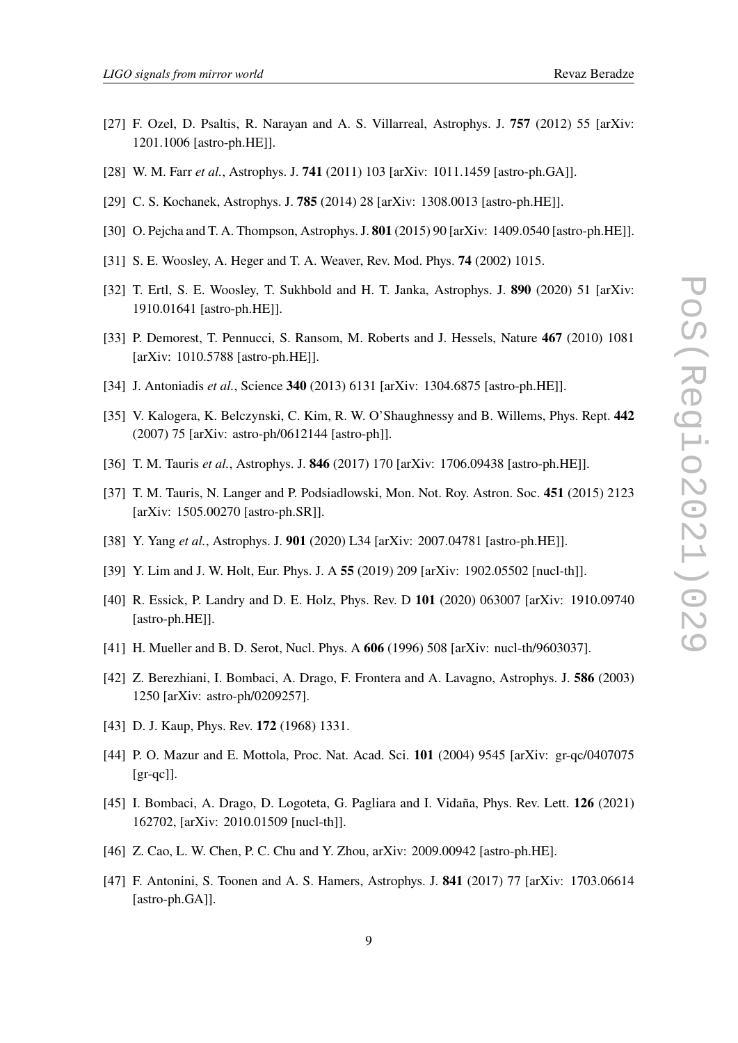[27] F. Ozel, D. Psaltis, R. Narayan and A. S. Villarreal, Astrophys. J. **757** (2012) 55 [arXiv: 1201.1006 [astro-ph.HE]].

[28] W. M. Farr *et al.*, Astrophys. J. **741** (2011) 103 [arXiv: 1011.1459 [astro-ph.GA]].

[29] C. S. Kochanek, Astrophys. J. **785** (2014) 28 [arXiv: 1308.0013 [astro-ph.HE]].

[30] O. Pejcha and T. A. Thompson, Astrophys. J. **801** (2015) 90 [arXiv: 1409.0540 [astro-ph.HE]].

[31] S. E. Woosley, A. Heger and T. A. Weaver, Rev. Mod. Phys. **74** (2002) 1015.

[32] T. Ertl, S. E. Woosley, T. Sukhbold and H. T. Janka, Astrophys. J. **890** (2020) 51 [arXiv: 1910.01641 [astro-ph.HE]].

[33] P. Demorest, T. Pennucci, S. Ransom, M. Roberts and J. Hessels, Nature **467** (2010) 1081 [arXiv: 1010.5788 [astro-ph.HE]].

[34] J. Antoniadis *et al.*, Science **340** (2013) 6131 [arXiv: 1304.6875 [astro-ph.HE]].

[35] V. Kalogera, K. Belczynski, C. Kim, R. W. O'Shaughnessy and B. Willems, Phys. Rept. **442** (2007) 75 [arXiv: astro-ph/0612144 [astro-ph]].

[36] T. M. Tauris *et al.*, Astrophys. J. **846** (2017) 170 [arXiv: 1706.09438 [astro-ph.HE]].

[37] T. M. Tauris, N. Langer and P. Podsiadlowski, Mon. Not. Roy. Astron. Soc. **451** (2015) 2123 [arXiv: 1505.00270 [astro-ph.SR]].

[38] Y. Yang *et al.*, Astrophys. J. **901** (2020) L34 [arXiv: 2007.04781 [astro-ph.HE]].

[39] Y. Lim and J. W. Holt, Eur. Phys. J. A **55** (2019) 209 [arXiv: 1902.05502 [nucl-th]].

[40] R. Essick, P. Landry and D. E. Holz, Phys. Rev. D **101** (2020) 063007 [arXiv: 1910.09740 [astro-ph.HE]].

[41] H. Mueller and B. D. Serot, Nucl. Phys. A **606** (1996) 508 [arXiv: nucl-th/9603037].

[42] Z. Berezhiani, I. Bombaci, A. Drago, F. Frontera and A. Lavagno, Astrophys. J. **586** (2003) 1250 [arXiv: astro-ph/0209257].

[43] D. J. Kaup, Phys. Rev. **172** (1968) 1331.

[44] P. O. Mazur and E. Mottola, Proc. Nat. Acad. Sci. **101** (2004) 9545 [arXiv: gr-qc/0407075 [gr-qc]].

[45] I. Bombaci, A. Drago, D. Logoteta, G. Pagliara and I. Vidaña, Phys. Rev. Lett. **126** (2021) 162702, [arXiv: 2010.01509 [nucl-th]].

[46] Z. Cao, L. W. Chen, P. C. Chu and Y. Zhou, arXiv: 2009.00942 [astro-ph.HE].

[47] F. Antonini, S. Toonen and A. S. Hamers, Astrophys. J. **841** (2017) 77 [arXiv: 1703.06614 [astro-ph.GA]].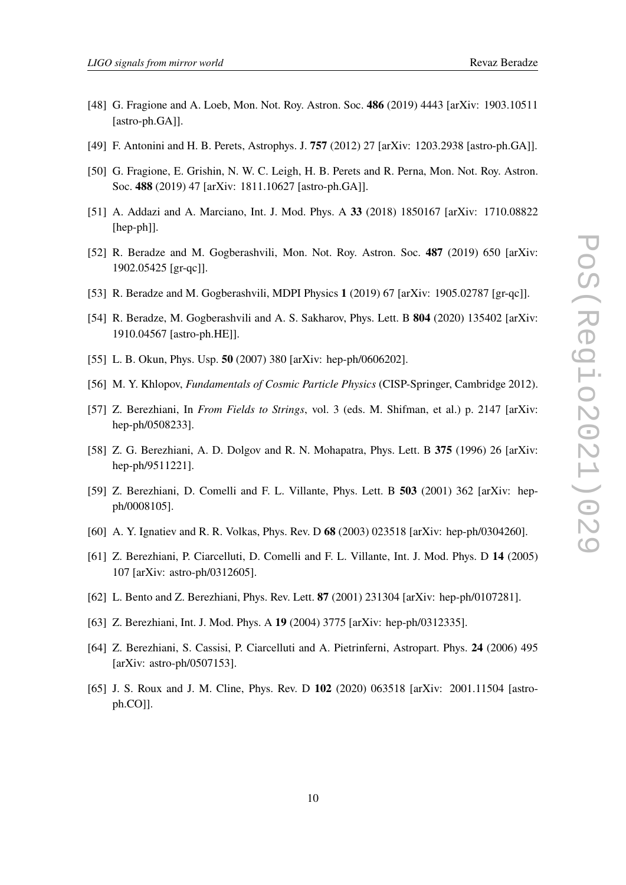[48] G. Fragione and A. Loeb, Mon. Not. Roy. Astron. Soc. **486** (2019) 4443 [arXiv: 1903.10511 [astro-ph.GA]].

[49] F. Antonini and H. B. Perets, Astrophys. J. **757** (2012) 27 [arXiv: 1203.2938 [astro-ph.GA]].

[50] G. Fragione, E. Grishin, N. W. C. Leigh, H. B. Perets and R. Perna, Mon. Not. Roy. Astron. Soc. **488** (2019) 47 [arXiv: 1811.10627 [astro-ph.GA]].

[51] A. Addazi and A. Marciano, Int. J. Mod. Phys. A **33** (2018) 1850167 [arXiv: 1710.08822 [hep-ph]].

[52] R. Beradze and M. Gogberashvili, Mon. Not. Roy. Astron. Soc. **487** (2019) 650 [arXiv: 1902.05425 [gr-qc]].

[53] R. Beradze and M. Gogberashvili, MDPI Physics **1** (2019) 67 [arXiv: 1905.02787 [gr-qc]].

[54] R. Beradze, M. Gogberashvili and A. S. Sakharov, Phys. Lett. B **804** (2020) 135402 [arXiv: 1910.04567 [astro-ph.HE]].

[55] L. B. Okun, Phys. Usp. **50** (2007) 380 [arXiv: hep-ph/0606202].

[56] M. Y. Khlopov, *Fundamentals of Cosmic Particle Physics* (CISP-Springer, Cambridge 2012).

[57] Z. Berezhiani, In *From Fields to Strings*, vol. 3 (eds. M. Shifman, et al.) p. 2147 [arXiv: hep-ph/0508233].

[58] Z. G. Berezhiani, A. D. Dolgov and R. N. Mohapatra, Phys. Lett. B **375** (1996) 26 [arXiv: hep-ph/9511221].

[59] Z. Berezhiani, D. Comelli and F. L. Villante, Phys. Lett. B **503** (2001) 362 [arXiv: hep-ph/0008105].

[60] A. Y. Ignatiev and R. R. Volkas, Phys. Rev. D **68** (2003) 023518 [arXiv: hep-ph/0304260].

[61] Z. Berezhiani, P. Ciarcelluti, D. Comelli and F. L. Villante, Int. J. Mod. Phys. D **14** (2005) 107 [arXiv: astro-ph/0312605].

[62] L. Bento and Z. Berezhiani, Phys. Rev. Lett. **87** (2001) 231304 [arXiv: hep-ph/0107281].

[63] Z. Berezhiani, Int. J. Mod. Phys. A **19** (2004) 3775 [arXiv: hep-ph/0312335].

[64] Z. Berezhiani, S. Cassisi, P. Ciarcelluti and A. Pietrinferni, Astropart. Phys. **24** (2006) 495 [arXiv: astro-ph/0507153].

[65] J. S. Roux and J. M. Cline, Phys. Rev. D **102** (2020) 063518 [arXiv: 2001.11504 [astro-ph.CO]].